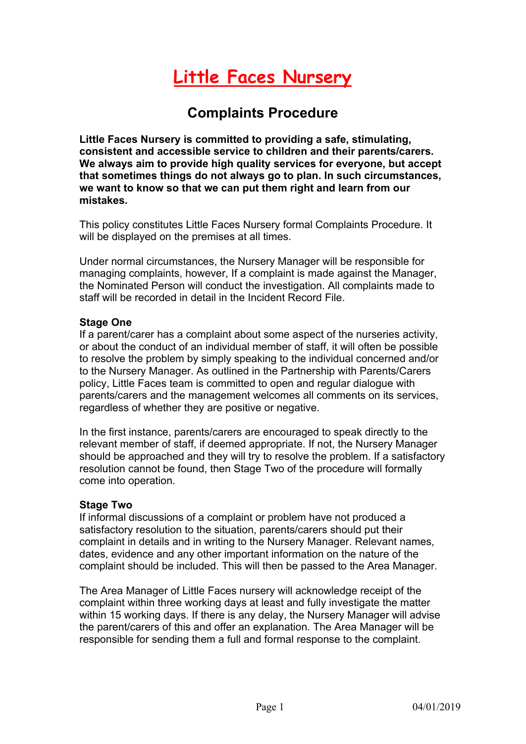# Little Faces Nursery

## Complaints Procedure

**Little Faces Nursery is committed to providing a safe, stimulating, consistent and accessible service to children and their parents/carers. We always aim to provide high quality services for everyone, but accept that sometimes things do not always go to plan. In such circumstances, we want to know so that we can put them right and learn from our mistakes.**

This policy constitutes Little Faces Nursery formal Complaints Procedure. It will be displayed on the premises at all times.

Under normal circumstances, the Nursery Manager will be responsible for managing complaints, however, If a complaint is made against the Manager, the Nominated Person will conduct the investigation. All complaints made to staff will be recorded in detail in the Incident Record File.

**Stage One**

If a parent/carer has a complaint about some aspect of the nurseries activity, or about the conduct of an individual member of staff, it will often be possible to resolve the problem by simply speaking to the individual concerned and/or to the Nursery Manager. As outlined in the Partnership with Parents/Carers policy, Little Faces team is committed to open and regular dialogue with parents/carers and the management welcomes all comments on its services, regardless of whether they are positive or negative.

In the first instance, parents/carers are encouraged to speak directly to the relevant member of staff, if deemed appropriate. If not, the Nursery Manager should be approached and they will try to resolve the problem. If a satisfactory resolution cannot be found, then Stage Two of the procedure will formally come into operation.

**Stage Two**

If informal discussions of a complaint or problem have not produced a satisfactory resolution to the situation, parents/carers should put their complaint in details and in writing to the Nursery Manager. Relevant names, dates, evidence and any other important information on the nature of the complaint should be included. This will then be passed to the Area Manager.

The Area Manager of Little Faces nursery will acknowledge receipt of the complaint within three working days at least and fully investigate the matter within 15 working days. If there is any delay, the Nursery Manager will advise the parent/carers of this and offer an explanation. The Area Manager will be responsible for sending them a full and formal response to the complaint.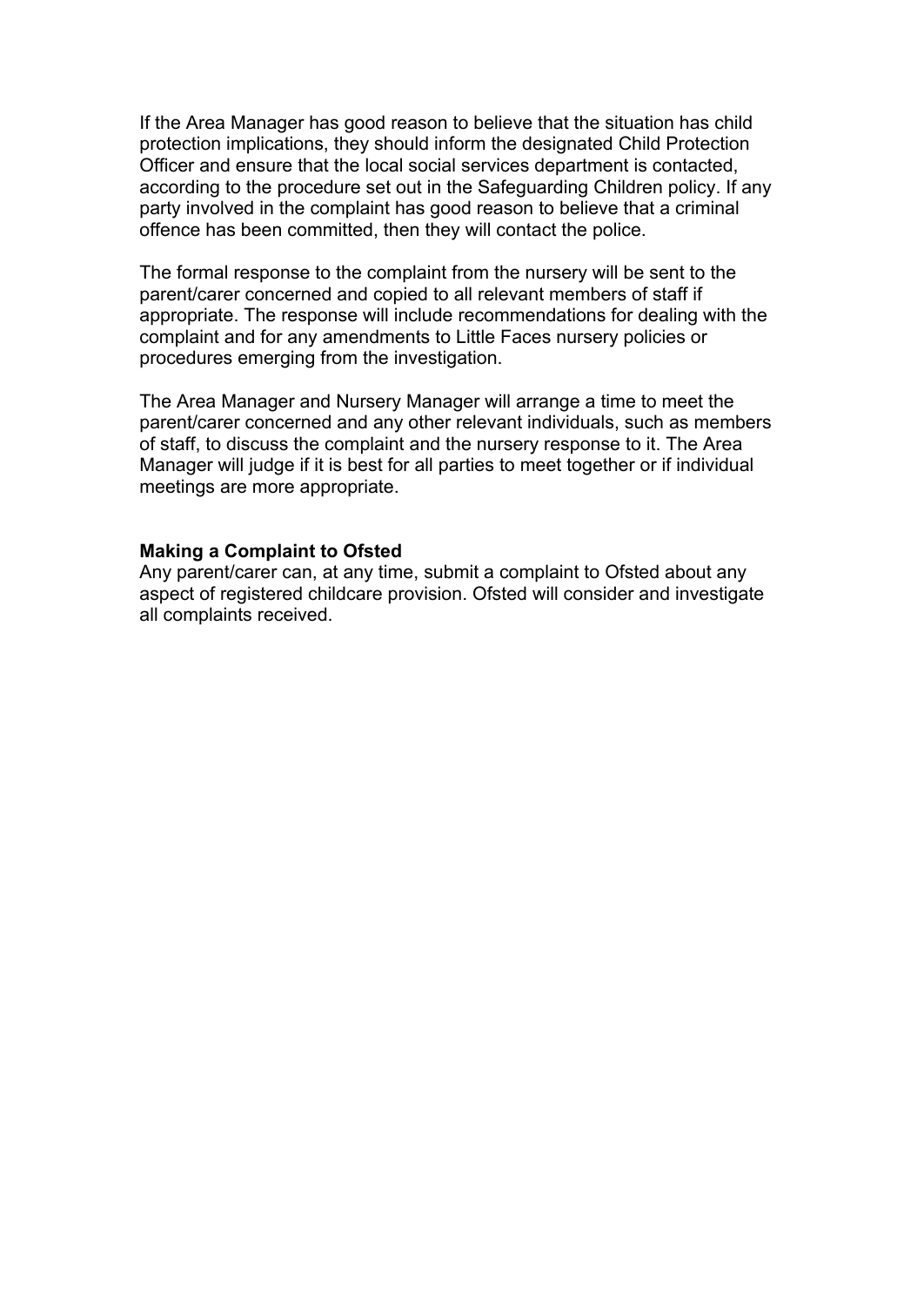If the Area Manager has good reason to believe that the situation has child protection implications, they should inform the designated Child Protection Officer and ensure that the local social services department is contacted, according to the procedure set out in the Safeguarding Children policy. If any party involved in the complaint has good reason to believe that a criminal offence has been committed, then they will contact the police.

The formal response to the complaint from the nursery will be sent to the parent/carer concerned and copied to all relevant members of staff if appropriate. The response will include recommendations for dealing with the complaint and for any amendments to Little Faces nursery policies or procedures emerging from the investigation.

The Area Manager and Nursery Manager will arrange a time to meet the parent/carer concerned and any other relevant individuals, such as members of staff, to discuss the complaint and the nursery response to it. The Area Manager will judge if it is best for all parties to meet together or if individual meetings are more appropriate.

**Making a Complaint to Ofsted**

Any parent/carer can, at any time, submit a complaint to Ofsted about any aspect of registered childcare provision. Ofsted will consider and investigate all complaints received.